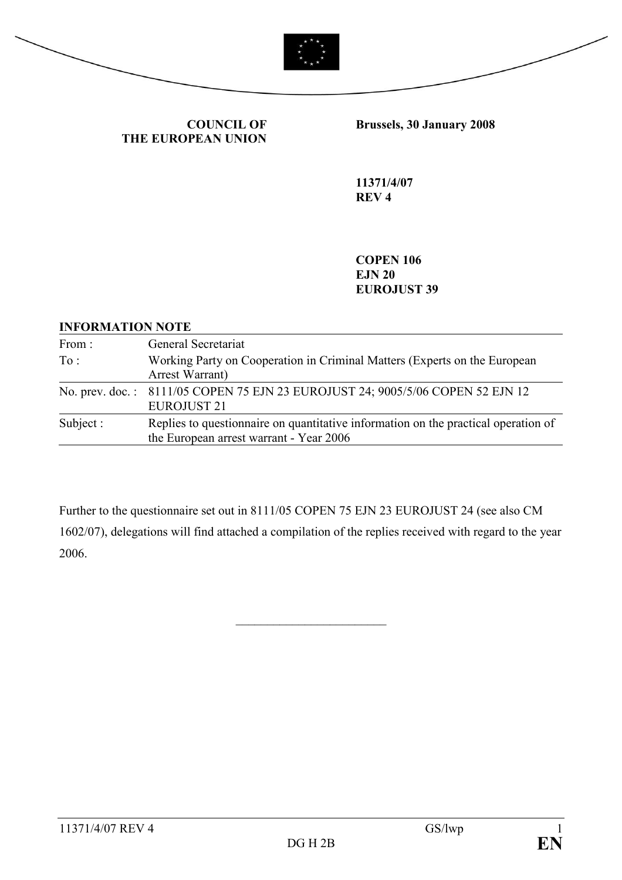**COUNCIL OF THE EUROPEAN UNION**

**Brussels, 30 January 2008**

**11371/4/07**
**REV 4**

**COPEN 106**
**EJN 20**
**EUROJUST 39**

**INFORMATION NOTE**

| | |
|---|---|
| From : | General Secretariat |
| To : | Working Party on Cooperation in Criminal Matters (Experts on the European Arrest Warrant) |
| No. prev. doc. : | 8111/05 COPEN 75 EJN 23 EUROJUST 24; 9005/5/06 COPEN 52 EJN 12 EUROJUST 21 |
| Subject : | Replies to questionnaire on quantitative information on the practical operation of the European arrest warrant - Year 2006 |

Further to the questionnaire set out in 8111/05 COPEN 75 EJN 23 EUROJUST 24 (see also CM 1602/07), delegations will find attached a compilation of the replies received with regard to the year 2006.

\_\_\_\_\_\_\_\_\_\_\_\_\_\_\_\_\_\_\_\_\_\_\_\_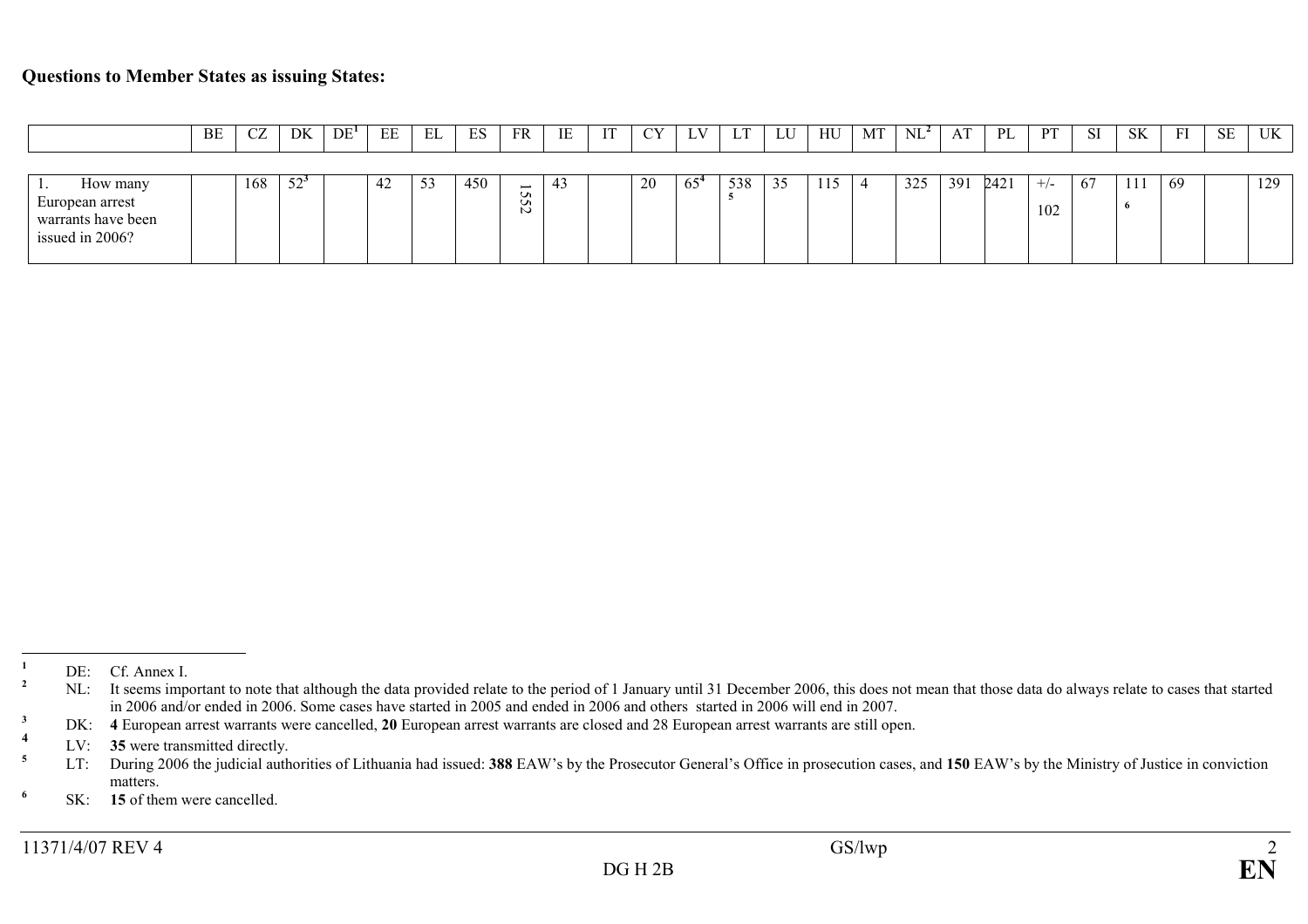**Questions to Member States as issuing States:**

| | BE | CZ | DK | DE[1] | EE | EL | ES | FR | IE | IT | CY | LV | LT | LU | HU | MT | NL[2] | AT | PL | PT | SI | SK | FI | SE | UK |
|---|---|---|---|---|---|---|---|---|---|---|---|---|---|---|---|---|---|---|---|---|---|---|---|---|---|
| 1. How many European arrest warrants have been issued in 2006? | | 168 | 52[3] | | 42 | 53 | 450 | 1552 | 43 | | 20 | 65[4] | 538[5] | 35 | 115 | 4 | 325 | 391 | 2421 | +/- 102 | 67 | 111[6] | 69 | | 129 |

---

[1] DE: Cf. Annex I.

[2] NL: It seems important to note that although the data provided relate to the period of 1 January until 31 December 2006, this does not mean that those data do always relate to cases that started in 2006 and/or ended in 2006. Some cases have started in 2005 and ended in 2006 and others started in 2006 will end in 2007.

[3] DK: **4** European arrest warrants were cancelled, **20** European arrest warrants are closed and 28 European arrest warrants are still open.

[4] LV: **35** were transmitted directly.

[5] LT: During 2006 the judicial authorities of Lithuania had issued: **388** EAW's by the Prosecutor General's Office in prosecution cases, and **150** EAW's by the Ministry of Justice in conviction matters.

[6] SK: **15** of them were cancelled.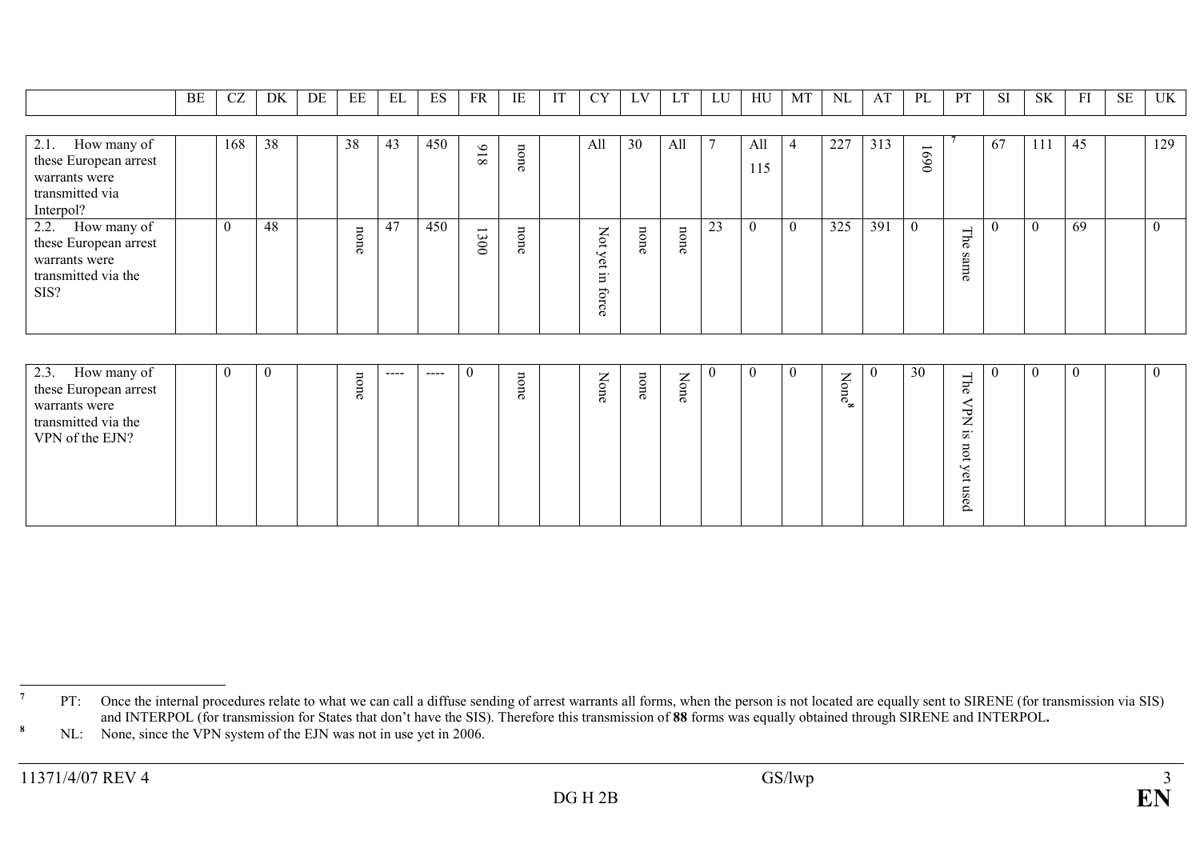| | BE | CZ | DK | DE | EE | EL | ES | FR | IE | IT | CY | LV | LT | LU | HU | MT | NL | AT | PL | PT | SI | SK | FI | SE | UK |
|---|---|---|---|---|---|---|---|---|---|---|---|---|---|---|---|---|---|---|---|---|---|---|---|---|---|
| 2.1. How many of these European arrest warrants were transmitted via Interpol? | | 168 | 38 | | 38 | 43 | 450 | 918 | none | | All | 30 | All | 7 | All 115 | 4 | 227 | 313 | 1690 | [7] | 67 | 111 | 45 | | 129 |
| 2.2. How many of these European arrest warrants were transmitted via the SIS? | | 0 | 48 | | none | 47 | 450 | 1300 | none | | Not yet in force | none | none | 23 | 0 | 0 | 325 | 391 | 0 | The same | 0 | 0 | 69 | | 0 |
| 2.3. How many of these European arrest warrants were transmitted via the VPN of the EJN? | | 0 | 0 | | none | ---- | ---- | 0 | none | | None | none | None | 0 | 0 | 0 | None[8] | 0 | 30 | The VPN is not yet used | 0 | 0 | 0 | | 0 |

[7] PT: Once the internal procedures relate to what we can call a diffuse sending of arrest warrants all forms, when the person is not located are equally sent to SIRENE (for transmission via SIS) and INTERPOL (for transmission for States that don't have the SIS). Therefore this transmission of **88** forms was equally obtained through SIRENE and INTERPOL**.**

[8] NL: None, since the VPN system of the EJN was not in use yet in 2006.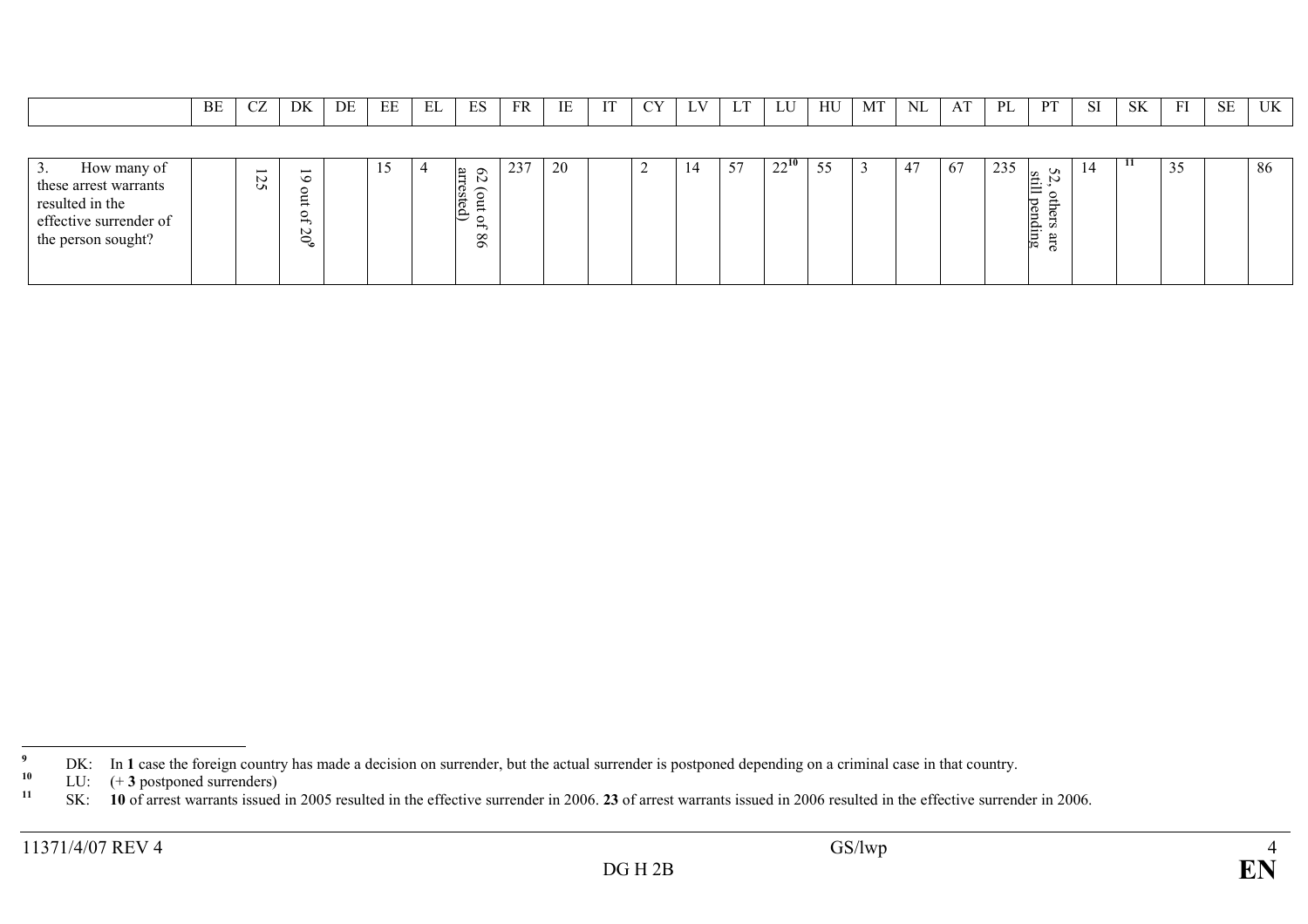|  | BE | CZ | DK | DE | EE | EL | ES | FR | IE | IT | CY | LV | LT | LU | HU | MT | NL | AT | PL | PT | SI | SK | FI | SE | UK |
|---|---|---|---|---|---|---|---|---|---|---|---|---|---|---|---|---|---|---|---|---|---|---|---|---|---|
| 3. How many of these arrest warrants resulted in the effective surrender of the person sought? |  | 125 | 19 out of 20[9] |  | 15 | 4 | 62 (out of 86 arrested) | 237 | 20 |  | 2 | 14 | 57 | 22[10] | 55 | 3 | 47 | 67 | 235 | 52, others are still pending | 14 | [11] | 35 |  | 86 |

[9] DK: In **1** case the foreign country has made a decision on surrender, but the actual surrender is postponed depending on a criminal case in that country.

[10] LU: (+ **3** postponed surrenders)

[11] SK: **10** of arrest warrants issued in 2005 resulted in the effective surrender in 2006. **23** of arrest warrants issued in 2006 resulted in the effective surrender in 2006.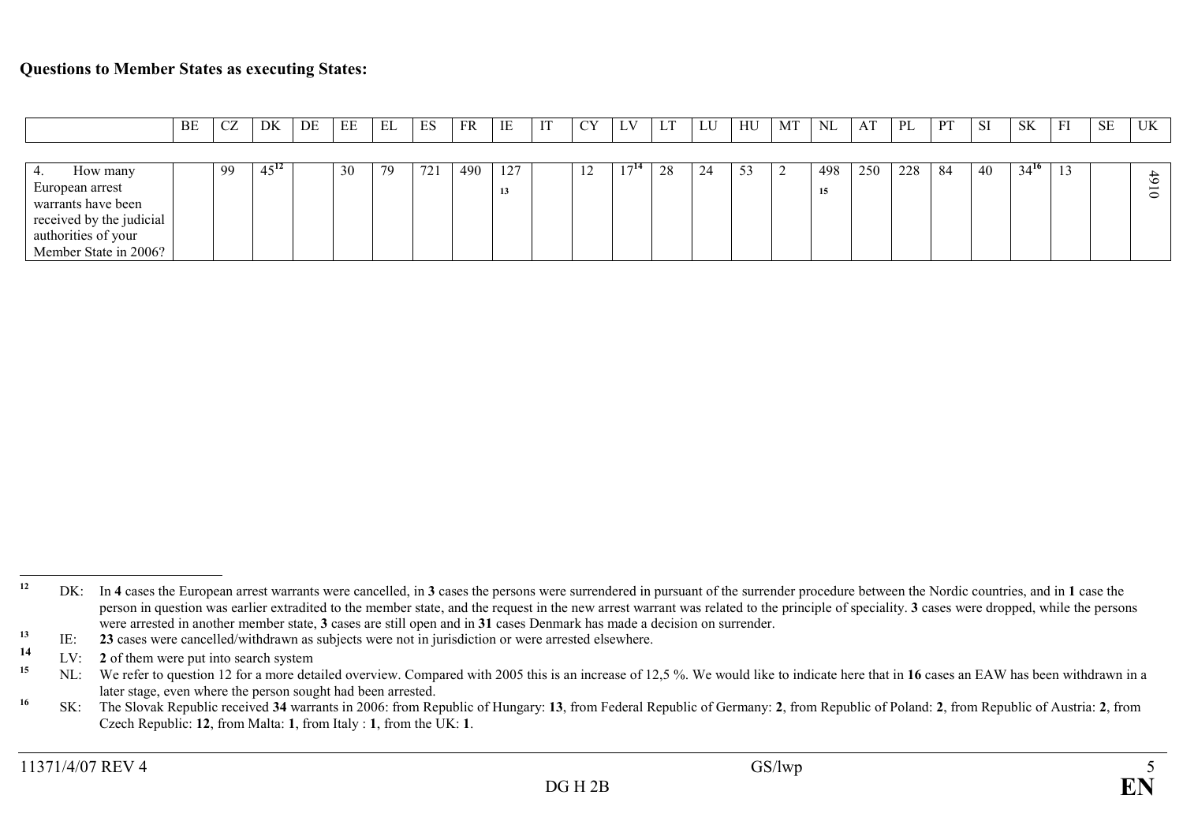**Questions to Member States as executing States:**

| | BE | CZ | DK | DE | EE | EL | ES | FR | IE | IT | CY | LV | LT | LU | HU | MT | NL | AT | PL | PT | SI | SK | FI | SE | UK |
|---|---|---|---|---|---|---|---|---|---|---|---|---|---|---|---|---|---|---|---|---|---|---|---|---|---|
| 4. How many European arrest warrants have been received by the judicial authorities of your Member State in 2006? | | 99 | 45[12] | | 30 | 79 | 721 | 490 | 127[13] | | 12 | 17[14] | 28 | 24 | 53 | 2 | 498[15] | 250 | 228 | 84 | 40 | 34[16] | 13 | | 4910 |

[12] DK: In **4** cases the European arrest warrants were cancelled, in **3** cases the persons were surrendered in pursuant of the surrender procedure between the Nordic countries, and in **1** case the person in question was earlier extradited to the member state, and the request in the new arrest warrant was related to the principle of speciality. **3** cases were dropped, while the persons were arrested in another member state, **3** cases are still open and in **31** cases Denmark has made a decision on surrender.

[13] IE: **23** cases were cancelled/withdrawn as subjects were not in jurisdiction or were arrested elsewhere.

[14] LV: **2** of them were put into search system

[15] NL: We refer to question 12 for a more detailed overview. Compared with 2005 this is an increase of 12,5 %. We would like to indicate here that in **16** cases an EAW has been withdrawn in a later stage, even where the person sought had been arrested.

[16] SK: The Slovak Republic received **34** warrants in 2006: from Republic of Hungary: **13**, from Federal Republic of Germany: **2**, from Republic of Poland: **2**, from Republic of Austria: **2**, from Czech Republic: **12**, from Malta: **1**, from Italy : **1**, from the UK: **1**.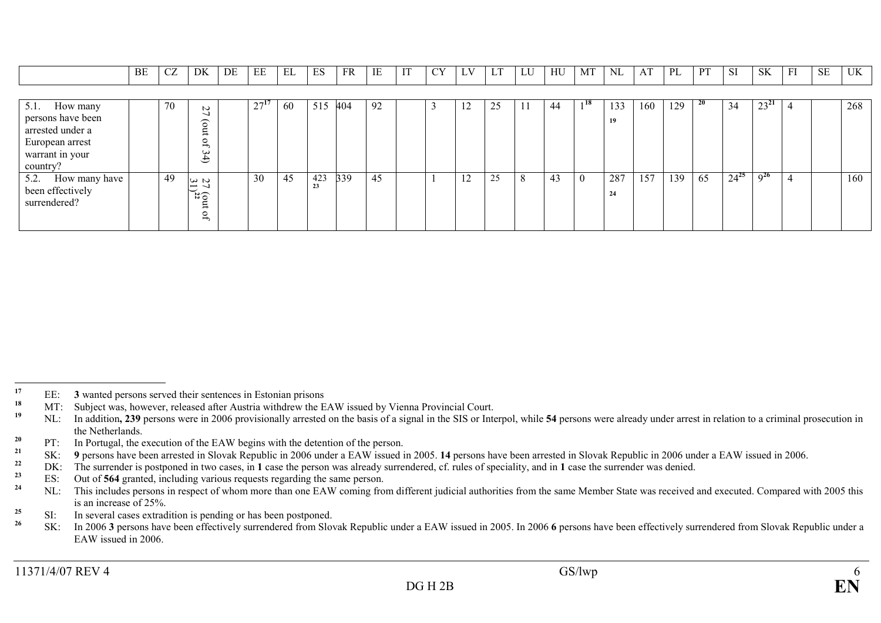| | BE | CZ | DK | DE | EE | EL | ES | FR | IE | IT | CY | LV | LT | LU | HU | MT | NL | AT | PL | PT | SI | SK | FI | SE | UK |
|---|---|---|---|---|---|---|---|---|---|---|---|---|---|---|---|---|---|---|---|---|---|---|---|---|---|
| 5.1. How many persons have been arrested under a European arrest warrant in your country? | | 70 | 27 (out of 34) | | 27[17] | 60 | 515 | 404 | 92 | | 3 | 12 | 25 | 11 | 44 | 1[18] | 133[19] | 160 | 129 | [20] | 34 | 23[21] | 4 | | 268 |
| 5.2. How many have been effectively surrendered? | | 49 | 27 (out of 31)[22] | | 30 | 45 | 423[23] | 339 | 45 | | 1 | 12 | 25 | 8 | 43 | 0 | 287[24] | 157 | 139 | 65 | 24[25] | 9[26] | 4 | | 160 |

[17] EE: **3** wanted persons served their sentences in Estonian prisons

[18] MT: Subject was, however, released after Austria withdrew the EAW issued by Vienna Provincial Court.

[19] NL: In addition**, 239** persons were in 2006 provisionally arrested on the basis of a signal in the SIS or Interpol, while **54** persons were already under arrest in relation to a criminal prosecution in the Netherlands.

[20] PT: In Portugal, the execution of the EAW begins with the detention of the person.

[21] SK: **9** persons have been arrested in Slovak Republic in 2006 under a EAW issued in 2005. **14** persons have been arrested in Slovak Republic in 2006 under a EAW issued in 2006.

[22] DK: The surrender is postponed in two cases, in **1** case the person was already surrendered, cf. rules of speciality, and in **1** case the surrender was denied.

[23] ES: Out of **564** granted, including various requests regarding the same person.

[24] NL: This includes persons in respect of whom more than one EAW coming from different judicial authorities from the same Member State was received and executed. Compared with 2005 this is an increase of 25%.

[25] SI: In several cases extradition is pending or has been postponed.

[26] SK: In 2006 **3** persons have been effectively surrendered from Slovak Republic under a EAW issued in 2005. In 2006 **6** persons have been effectively surrendered from Slovak Republic under a EAW issued in 2006.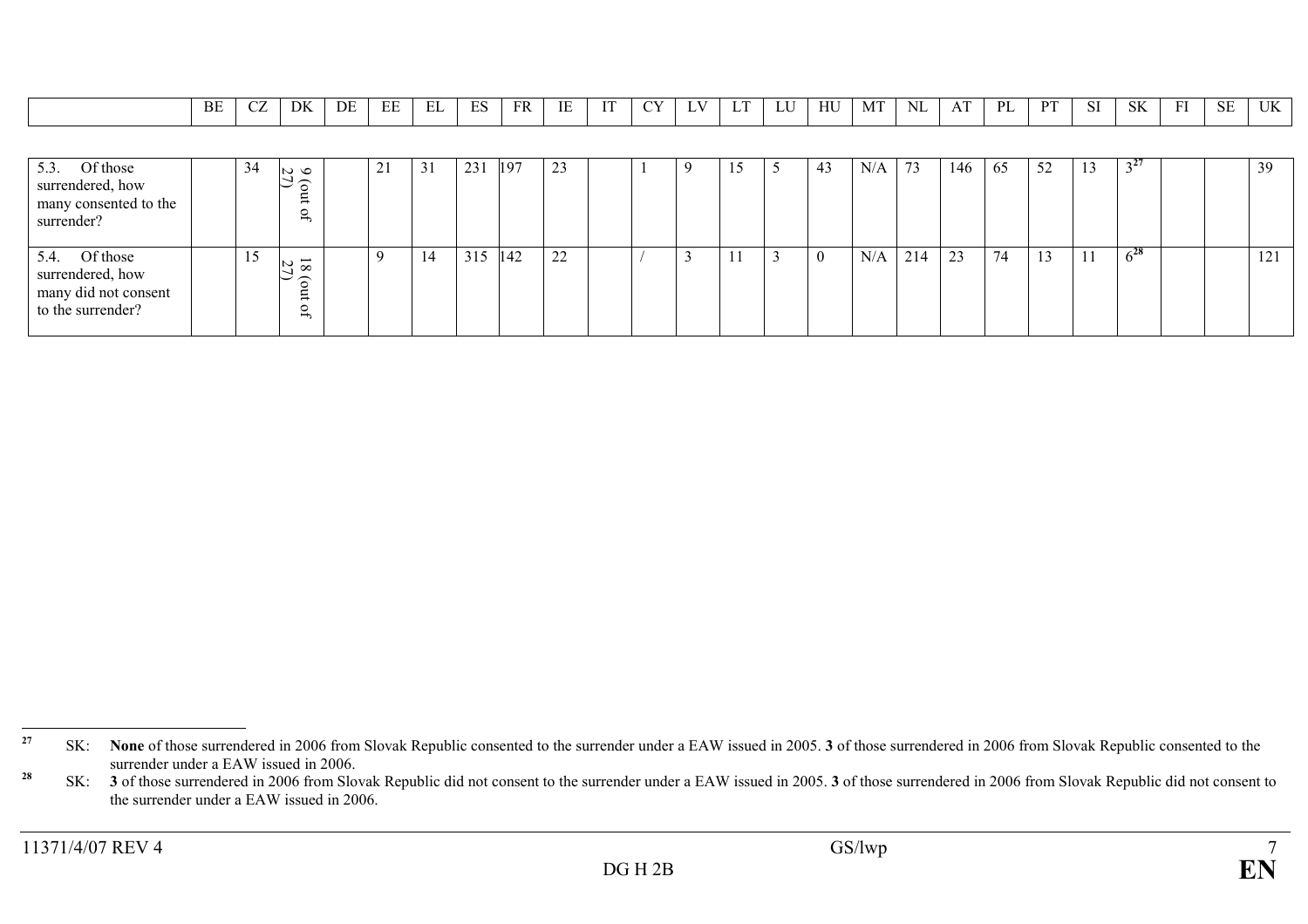| | BE | CZ | DK | DE | EE | EL | ES | FR | IE | IT | CY | LV | LT | LU | HU | MT | NL | AT | PL | PT | SI | SK | FI | SE | UK |
|---|---|---|---|---|---|---|---|---|---|---|---|---|---|---|---|---|---|---|---|---|---|---|---|---|---|
| 5.3. Of those surrendered, how many consented to the surrender? | | 34 | 9 (out of 27) | | 21 | 31 | 231 | 197 | 23 | | 1 | 9 | 15 | 5 | 43 | N/A | 73 | 146 | 65 | 52 | 13 | 3[27] | | | 39 |
| 5.4. Of those surrendered, how many did not consent to the surrender? | | 15 | 18 (out of 27) | | 9 | 14 | 315 | 142 | 22 | | / | 3 | 11 | 3 | 0 | N/A | 214 | 23 | 74 | 13 | 11 | 6[28] | | | 121 |

[27] SK: **None** of those surrendered in 2006 from Slovak Republic consented to the surrender under a EAW issued in 2005. **3** of those surrendered in 2006 from Slovak Republic consented to the surrender under a EAW issued in 2006.

[28] SK: **3** of those surrendered in 2006 from Slovak Republic did not consent to the surrender under a EAW issued in 2005. **3** of those surrendered in 2006 from Slovak Republic did not consent to the surrender under a EAW issued in 2006.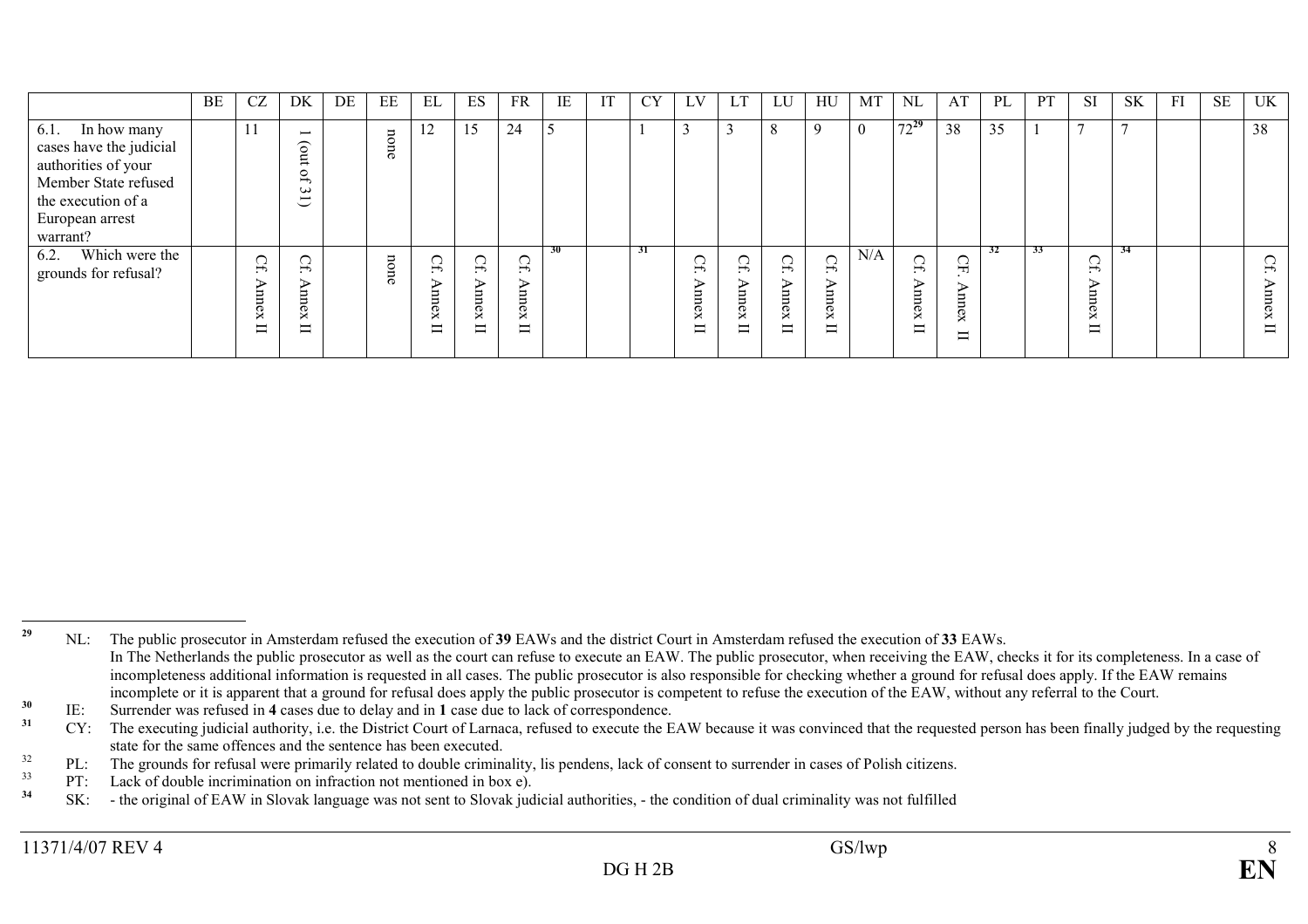| | BE | CZ | DK | DE | EE | EL | ES | FR | IE | IT | CY | LV | LT | LU | HU | MT | NL | AT | PL | PT | SI | SK | FI | SE | UK |
|---|---|---|---|---|---|---|---|---|---|---|---|---|---|---|---|---|---|---|---|---|---|---|---|---|---|
| 6.1. In how many cases have the judicial authorities of your Member State refused the execution of a European arrest warrant? | | 11 | 1 (out of 31) | | none | 12 | 15 | 24 | 5 | | 1 | 3 | 3 | 8 | 9 | 0 | 72[29] | 38 | 35 | 1 | 7 | 7 | | | 38 |
| 6.2. Which were the grounds for refusal? | | Cf. Annex II | Cf. Annex II | | none | Cf. Annex II | Cf. Annex II | Cf. Annex II | [30] | | [31] | Cf. Annex II | Cf. Annex II | Cf. Annex II | Cf. Annex II | N/A | Cf. Annex II | Cf. Annex II | [32] | [33] | Cf. Annex II | [34] | | | Cf. Annex II |

---

[29] NL: The public prosecutor in Amsterdam refused the execution of **39** EAWs and the district Court in Amsterdam refused the execution of **33** EAWs.
In The Netherlands the public prosecutor as well as the court can refuse to execute an EAW. The public prosecutor, when receiving the EAW, checks it for its completeness. In a case of incompleteness additional information is requested in all cases. The public prosecutor is also responsible for checking whether a ground for refusal does apply. If the EAW remains incomplete or it is apparent that a ground for refusal does apply the public prosecutor is competent to refuse the execution of the EAW, without any referral to the Court.

[30] IE: Surrender was refused in **4** cases due to delay and in **1** case due to lack of correspondence.

[31] CY: The executing judicial authority, i.e. the District Court of Larnaca, refused to execute the EAW because it was convinced that the requested person has been finally judged by the requesting state for the same offences and the sentence has been executed.

[32] PL: The grounds for refusal were primarily related to double criminality, lis pendens, lack of consent to surrender in cases of Polish citizens.

[33] PT: Lack of double incrimination on infraction not mentioned in box e).

[34] SK: - the original of EAW in Slovak language was not sent to Slovak judicial authorities, - the condition of dual criminality was not fulfilled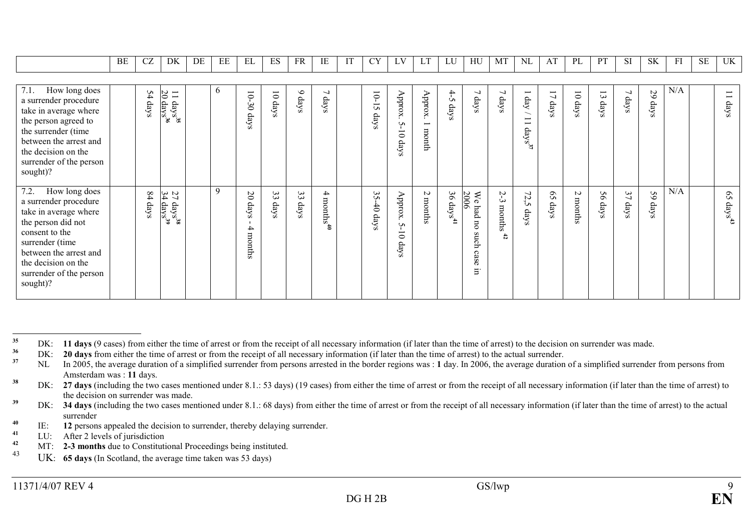| | BE | CZ | DK | DE | EE | EL | ES | FR | IE | IT | CY | LV | LT | LU | HU | MT | NL | AT | PL | PT | SI | SK | FI | SE | UK |
|---|---|---|---|---|---|---|---|---|---|---|---|---|---|---|---|---|---|---|---|---|---|---|---|---|---|
| 7.1. How long does a surrender procedure take in average where the person agreed to the surrender (time between the arrest and the decision on the surrender of the person sought)? | | 54 days | 11 days[35] 20 days[36] | | 6 | 10-30 days | 10 days | 9 days | 7 days | | 10-15 days | Approx. 5-10 days | Approx. 1 month | 4-5 days | 7 days | 7 days | 1 day / 11 days[37] | 17 days | 10 days | 13 days | 7 days | 29 days | N/A | | 11 days |
| 7.2. How long does a surrender procedure take in average where the person did not consent to the surrender (time between the arrest and the decision on the surrender of the person sought)? | | 84 days | 27 days[38] 34 days[39] | | 9 | 20 days - 4 months | 33 days | 33 days | 4 months[40] | | 35-40 days | Approx. 5-10 days | 2 months | 36 days[41] | We had no such case in 2006 | 2-3 months [42] | 72,5 days | 65 days | 2 months | 56 days | 37 days | 59 days | N/A | | 65 days[43] |

[35] DK: **11 days** (9 cases) from either the time of arrest or from the receipt of all necessary information (if later than the time of arrest) to the decision on surrender was made.

[36] DK: **20 days** from either the time of arrest or from the receipt of all necessary information (if later than the time of arrest) to the actual surrender.

[37] NL In 2005, the average duration of a simplified surrender from persons arrested in the border regions was : **1** day. In 2006, the average duration of a simplified surrender from persons from Amsterdam was : **11** days.

[38] DK: **27 days** (including the two cases mentioned under 8.1.: 53 days) (19 cases) from either the time of arrest or from the receipt of all necessary information (if later than the time of arrest) to the decision on surrender was made.

[39] DK: **34 days** (including the two cases mentioned under 8.1.: 68 days) from either the time of arrest or from the receipt of all necessary information (if later than the time of arrest) to the actual surrender

[40] IE: **12** persons appealed the decision to surrender, thereby delaying surrender.

[41] LU: After 2 levels of jurisdiction

[42] MT: **2-3 months** due to Constitutional Proceedings being instituted.

[43] UK: **65 days** (In Scotland, the average time taken was 53 days)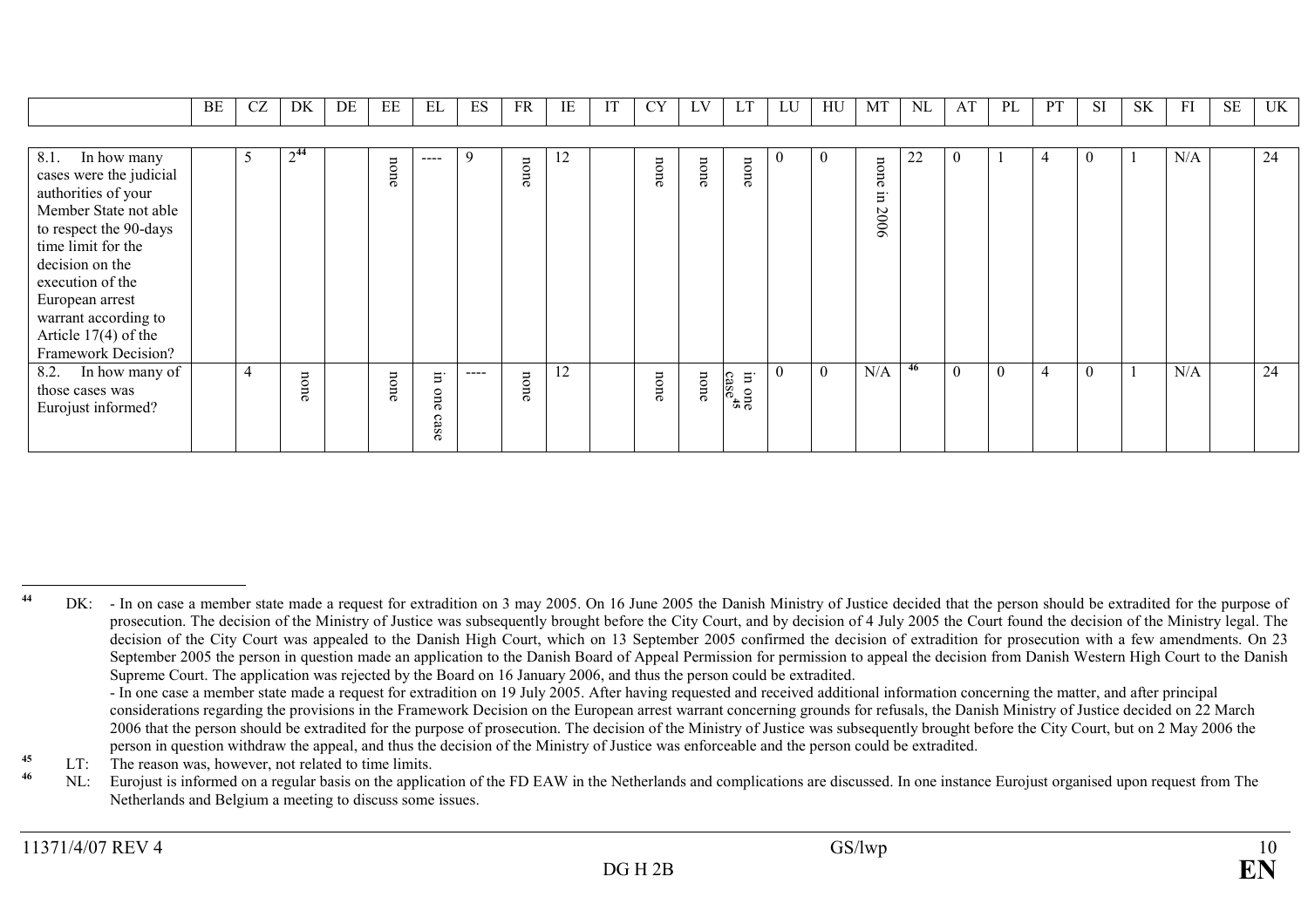| | BE | CZ | DK | DE | EE | EL | ES | FR | IE | IT | CY | LV | LT | LU | HU | MT | NL | AT | PL | PT | SI | SK | FI | SE | UK |
|---|---|---|---|---|---|---|---|---|---|---|---|---|---|---|---|---|---|---|---|---|---|---|---|---|---|
| 8.1. In how many cases were the judicial authorities of your Member State not able to respect the 90-days time limit for the decision on the execution of the European arrest warrant according to Article 17(4) of the Framework Decision? | | 5 | 2[44] | | none | ---- | 9 | none | 12 | | none | none | none | 0 | 0 | none in 2006 | 22 | 0 | 1 | 4 | 0 | 1 | N/A | | 24 |
| 8.2. In how many of those cases was Eurojust informed? | | 4 | none | | none | in one case | ---- | none | 12 | | none | none | in one case[45] | 0 | 0 | N/A | [46] | 0 | 0 | 4 | 0 | 1 | N/A | | 24 |

[44] DK: - In on case a member state made a request for extradition on 3 may 2005. On 16 June 2005 the Danish Ministry of Justice decided that the person should be extradited for the purpose of prosecution. The decision of the Ministry of Justice was subsequently brought before the City Court, and by decision of 4 July 2005 the Court found the decision of the Ministry legal. The decision of the City Court was appealed to the Danish High Court, which on 13 September 2005 confirmed the decision of extradition for prosecution with a few amendments. On 23 September 2005 the person in question made an application to the Danish Board of Appeal Permission for permission to appeal the decision from Danish Western High Court to the Danish Supreme Court. The application was rejected by the Board on 16 January 2006, and thus the person could be extradited.
- In one case a member state made a request for extradition on 19 July 2005. After having requested and received additional information concerning the matter, and after principal considerations regarding the provisions in the Framework Decision on the European arrest warrant concerning grounds for refusals, the Danish Ministry of Justice decided on 22 March 2006 that the person should be extradited for the purpose of prosecution. The decision of the Ministry of Justice was subsequently brought before the City Court, but on 2 May 2006 the person in question withdraw the appeal, and thus the decision of the Ministry of Justice was enforceable and the person could be extradited.

[45] LT: The reason was, however, not related to time limits.

[46] NL: Eurojust is informed on a regular basis on the application of the FD EAW in the Netherlands and complications are discussed. In one instance Eurojust organised upon request from The Netherlands and Belgium a meeting to discuss some issues.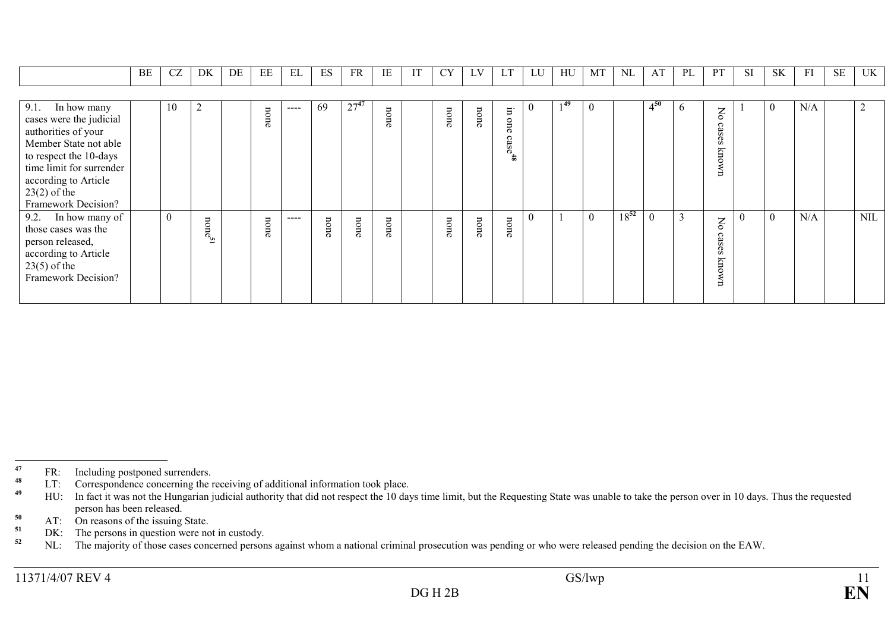| | BE | CZ | DK | DE | EE | EL | ES | FR | IE | IT | CY | LV | LT | LU | HU | MT | NL | AT | PL | PT | SI | SK | FI | SE | UK |
|---|---|---|---|---|---|---|---|---|---|---|---|---|---|---|---|---|---|---|---|---|---|---|---|---|---|
| 9.1. In how many cases were the judicial authorities of your Member State not able to respect the 10-days time limit for surrender according to Article 23(2) of the Framework Decision? | | 10 | 2 | | none | ---- | 69 | 27[47] | none | | none | none | in one case[48] | 0 | 1[49] | 0 | | 4[50] | 6 | No cases known | 1 | 0 | N/A | | 2 |
| 9.2. In how many of those cases was the person released, according to Article 23(5) of the Framework Decision? | | 0 | none[51] | | none | ---- | none | none | none | | none | none | none | 0 | 1 | 0 | 18[52] | 0 | 3 | No cases known | 0 | 0 | N/A | | NIL |

[47] FR: Including postponed surrenders.

[48] LT: Correspondence concerning the receiving of additional information took place.

[49] HU: In fact it was not the Hungarian judicial authority that did not respect the 10 days time limit, but the Requesting State was unable to take the person over in 10 days. Thus the requested person has been released.

[50] AT: On reasons of the issuing State.

[51] DK: The persons in question were not in custody.

[52] NL: The majority of those cases concerned persons against whom a national criminal prosecution was pending or who were released pending the decision on the EAW.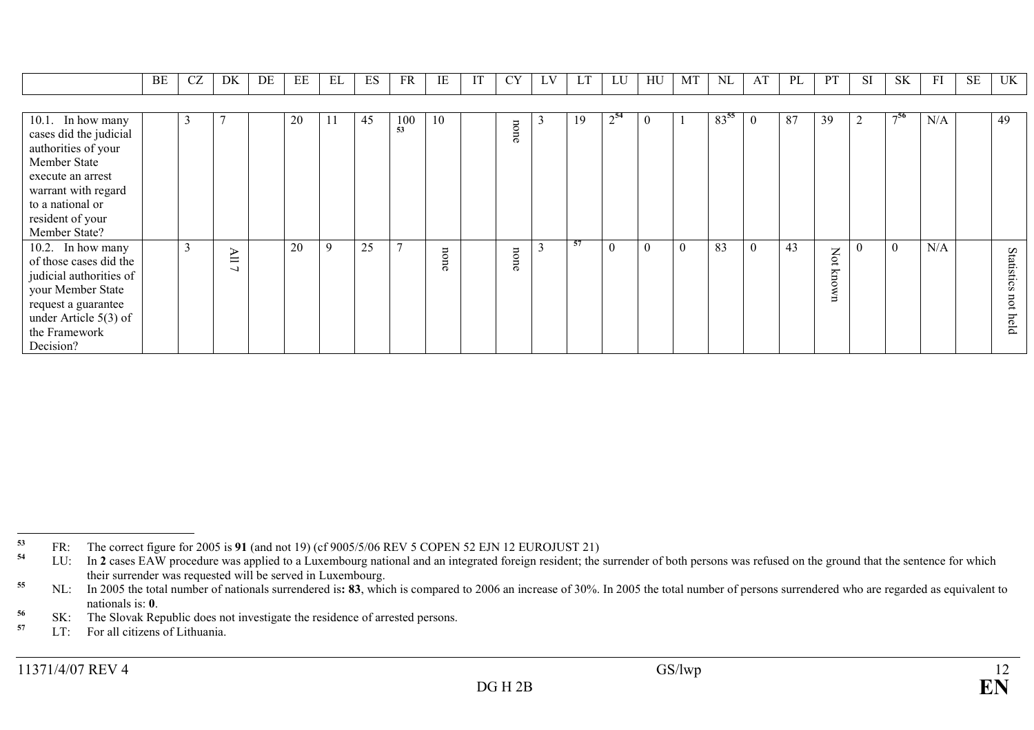|  | BE | CZ | DK | DE | EE | EL | ES | FR | IE | IT | CY | LV | LT | LU | HU | MT | NL | AT | PL | PT | SI | SK | FI | SE | UK |
|---|---|---|---|---|---|---|---|---|---|---|---|---|---|---|---|---|---|---|---|---|---|---|---|---|---|
| 10.1. In how many cases did the judicial authorities of your Member State execute an arrest warrant with regard to a national or resident of your Member State? |  | 3 | 7 |  | 20 | 11 | 45 | 100 [53] | 10 |  | none | 3 | 19 | 2 [54] | 0 | 1 | 83 [55] | 0 | 87 | 39 | 2 | 7 [56] | N/A |  | 49 |
| 10.2. In how many of those cases did the judicial authorities of your Member State request a guarantee under Article 5(3) of the Framework Decision? |  | 3 | All 7 |  | 20 | 9 | 25 | 7 | none |  | none | 3 | [57] | 0 | 0 | 0 | 83 | 0 | 43 | Not known | 0 | 0 | N/A |  | Statistics not held |

[53] FR: The correct figure for 2005 is **91** (and not 19) (cf 9005/5/06 REV 5 COPEN 52 EJN 12 EUROJUST 21)

[54] LU: In **2** cases EAW procedure was applied to a Luxembourg national and an integrated foreign resident; the surrender of both persons was refused on the ground that the sentence for which their surrender was requested will be served in Luxembourg.

[55] NL: In 2005 the total number of nationals surrendered is**: 83**, which is compared to 2006 an increase of 30%. In 2005 the total number of persons surrendered who are regarded as equivalent to nationals is: **0**.

[56] SK: The Slovak Republic does not investigate the residence of arrested persons.

[57] LT: For all citizens of Lithuania.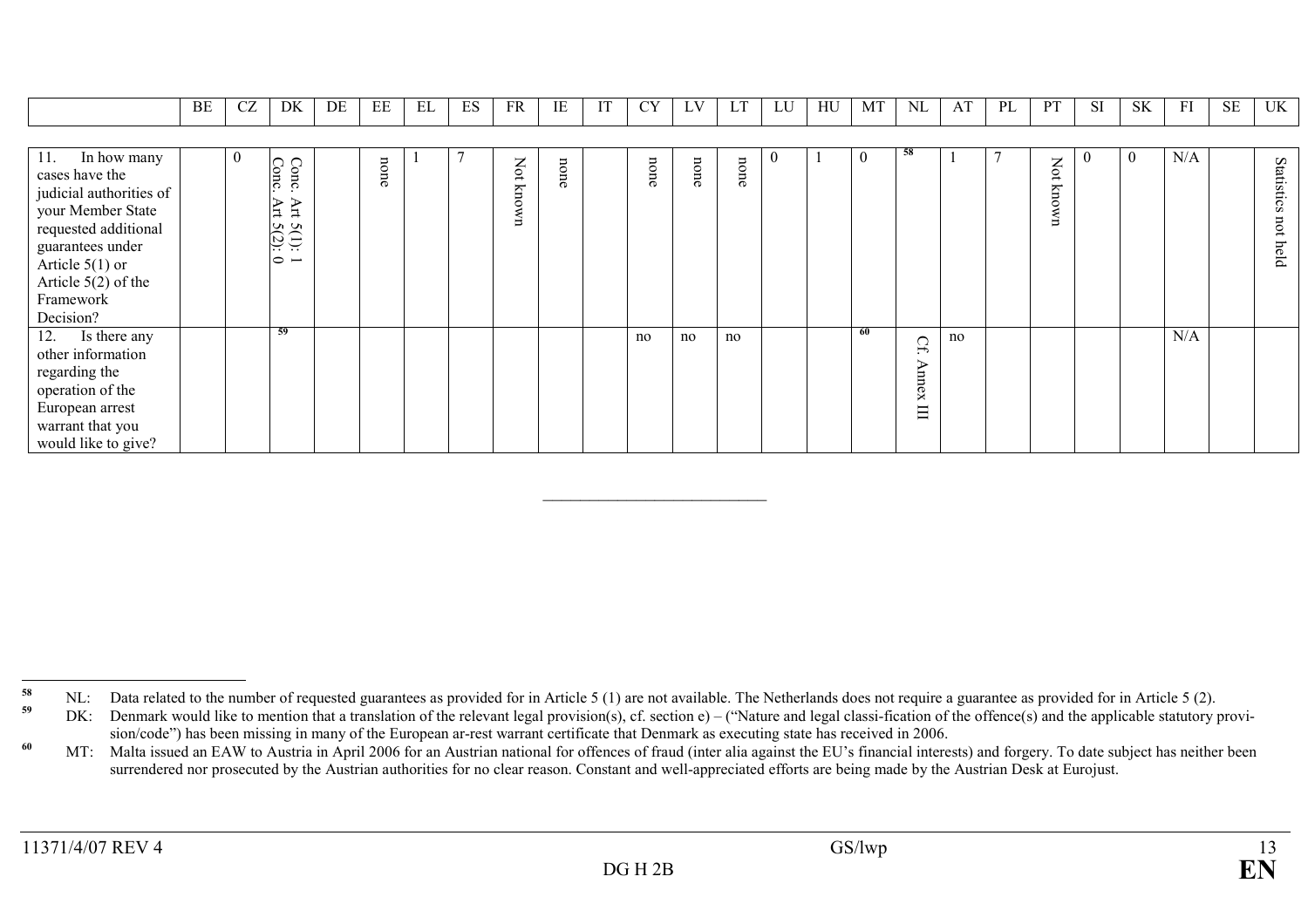| | BE | CZ | DK | DE | EE | EL | ES | FR | IE | IT | CY | LV | LT | LU | HU | MT | NL | AT | PL | PT | SI | SK | FI | SE | UK |
|---|---|---|---|---|---|---|---|---|---|---|---|---|---|---|---|---|---|---|---|---|---|---|---|---|---|
| 11. In how many cases have the judicial authorities of your Member State requested additional guarantees under Article 5(1) or Article 5(2) of the Framework Decision? | | 0 | Conc. Art 5(1): 1 Conc. Art 5(2): 0 | | none | 1 | 7 | Not known | none | | none | none | none | 0 | 1 | 0 | [58] | 1 | 7 | Not known | 0 | 0 | N/A | | Statistics not held |
| 12. Is there any other information regarding the operation of the European arrest warrant that you would like to give? | | | [59] | | | | | | | | no | no | no | | | [60] | Cf. Annex III | no | | | | | N/A | | |

---

[58] NL: Data related to the number of requested guarantees as provided for in Article 5 (1) are not available. The Netherlands does not require a guarantee as provided for in Article 5 (2).

[59] DK: Denmark would like to mention that a translation of the relevant legal provision(s), cf. section e) – ("Nature and legal classi-fication of the offence(s) and the applicable statutory provision/code") has been missing in many of the European ar-rest warrant certificate that Denmark as executing state has received in 2006.

[60] MT: Malta issued an EAW to Austria in April 2006 for an Austrian national for offences of fraud (inter alia against the EU's financial interests) and forgery. To date subject has neither been surrendered nor prosecuted by the Austrian authorities for no clear reason. Constant and well-appreciated efforts are being made by the Austrian Desk at Eurojust.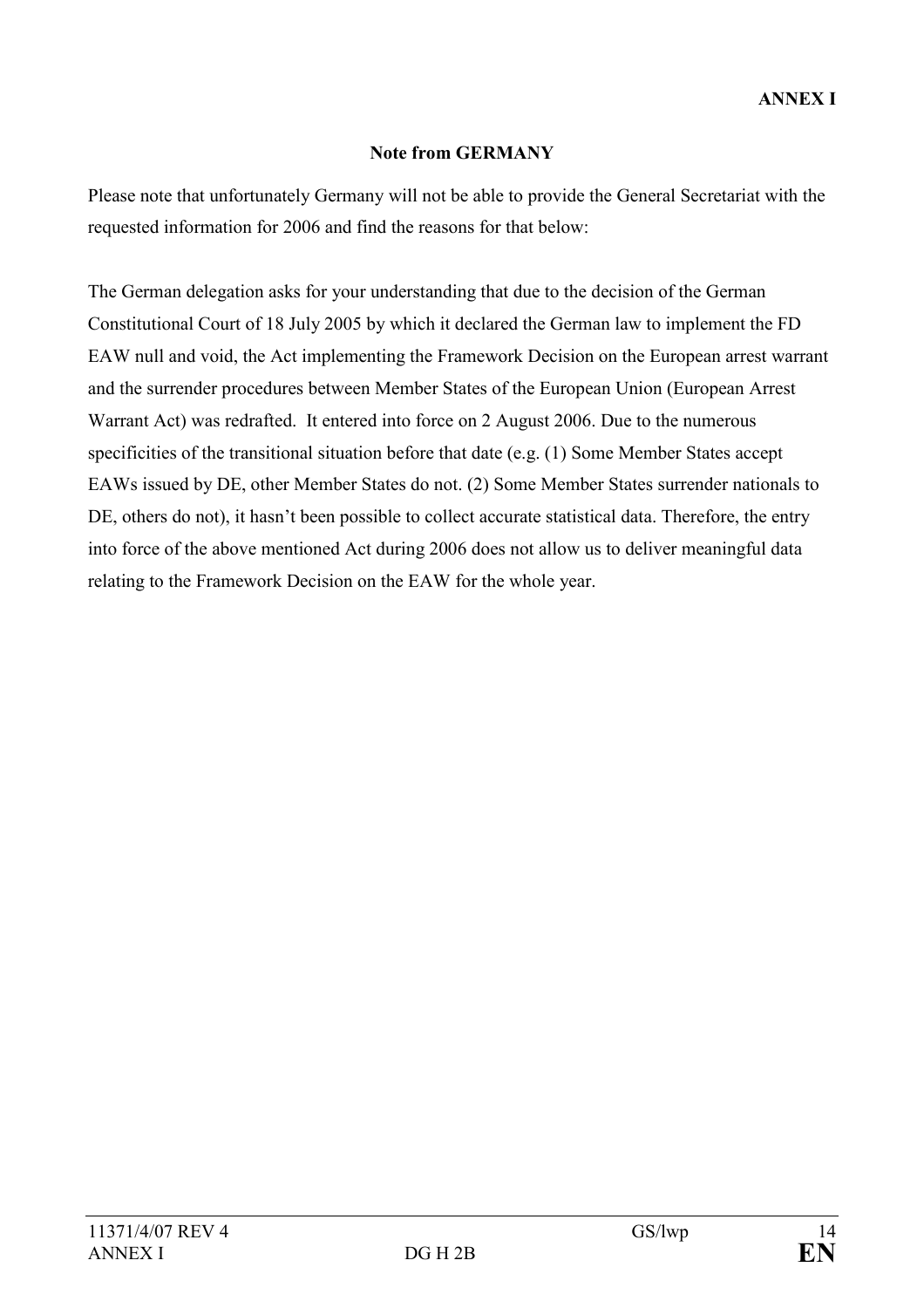**ANNEX I**

**Note from GERMANY**

Please note that unfortunately Germany will not be able to provide the General Secretariat with the requested information for 2006 and find the reasons for that below:

The German delegation asks for your understanding that due to the decision of the German Constitutional Court of 18 July 2005 by which it declared the German law to implement the FD EAW null and void, the Act implementing the Framework Decision on the European arrest warrant and the surrender procedures between Member States of the European Union (European Arrest Warrant Act) was redrafted. It entered into force on 2 August 2006. Due to the numerous specificities of the transitional situation before that date (e.g. (1) Some Member States accept EAWs issued by DE, other Member States do not. (2) Some Member States surrender nationals to DE, others do not), it hasn't been possible to collect accurate statistical data. Therefore, the entry into force of the above mentioned Act during 2006 does not allow us to deliver meaningful data relating to the Framework Decision on the EAW for the whole year.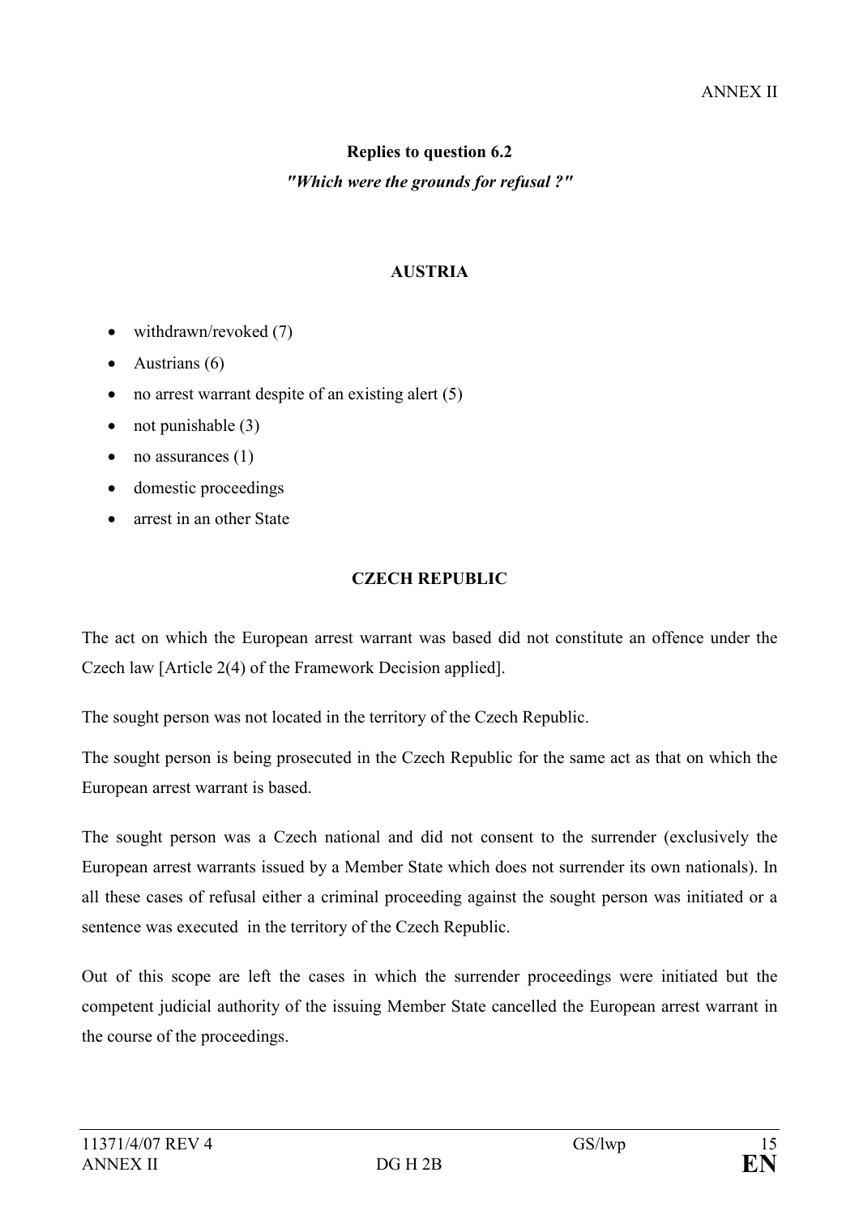ANNEX II

**Replies to question 6.2**

***"Which were the grounds for refusal ?"***

**AUSTRIA**

- withdrawn/revoked (7)
- Austrians (6)
- no arrest warrant despite of an existing alert (5)
- not punishable (3)
- no assurances (1)
- domestic proceedings
- arrest in an other State

**CZECH REPUBLIC**

The act on which the European arrest warrant was based did not constitute an offence under the Czech law [Article 2(4) of the Framework Decision applied].

The sought person was not located in the territory of the Czech Republic.

The sought person is being prosecuted in the Czech Republic for the same act as that on which the European arrest warrant is based.

The sought person was a Czech national and did not consent to the surrender (exclusively the European arrest warrants issued by a Member State which does not surrender its own nationals). In all these cases of refusal either a criminal proceeding against the sought person was initiated or a sentence was executed in the territory of the Czech Republic.

Out of this scope are left the cases in which the surrender proceedings were initiated but the competent judicial authority of the issuing Member State cancelled the European arrest warrant in the course of the proceedings.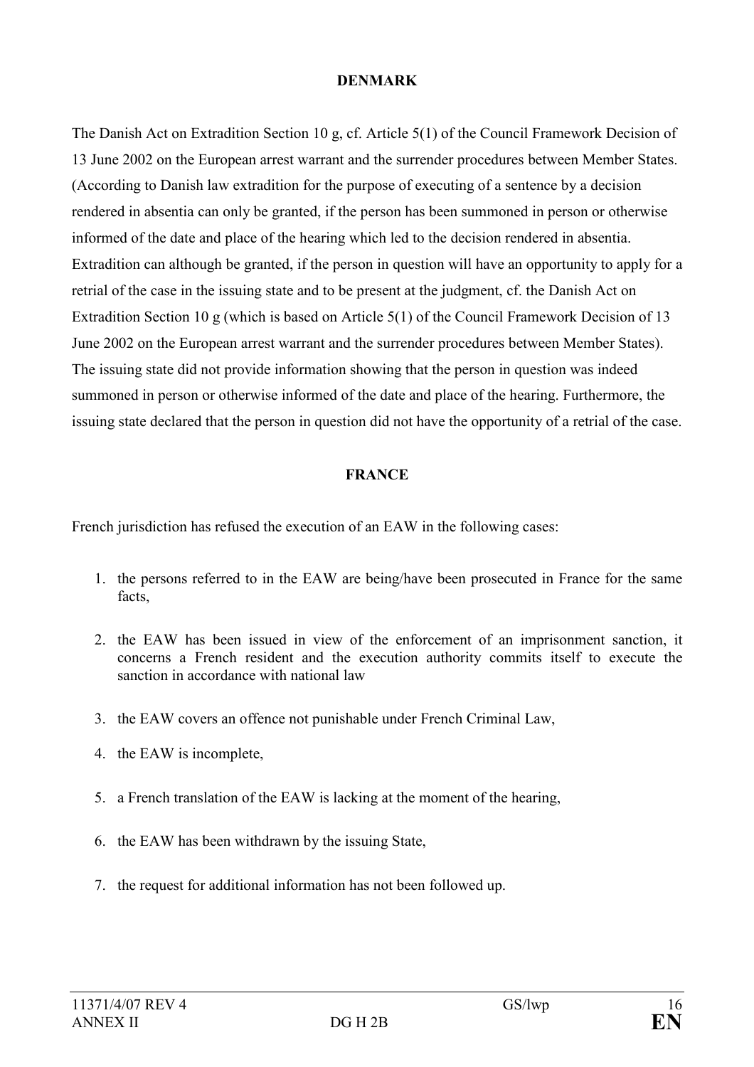**DENMARK**

The Danish Act on Extradition Section 10 g, cf. Article 5(1) of the Council Framework Decision of 13 June 2002 on the European arrest warrant and the surrender procedures between Member States. (According to Danish law extradition for the purpose of executing of a sentence by a decision rendered in absentia can only be granted, if the person has been summoned in person or otherwise informed of the date and place of the hearing which led to the decision rendered in absentia. Extradition can although be granted, if the person in question will have an opportunity to apply for a retrial of the case in the issuing state and to be present at the judgment, cf. the Danish Act on Extradition Section 10 g (which is based on Article 5(1) of the Council Framework Decision of 13 June 2002 on the European arrest warrant and the surrender procedures between Member States). The issuing state did not provide information showing that the person in question was indeed summoned in person or otherwise informed of the date and place of the hearing. Furthermore, the issuing state declared that the person in question did not have the opportunity of a retrial of the case.

**FRANCE**

French jurisdiction has refused the execution of an EAW in the following cases:

1. the persons referred to in the EAW are being/have been prosecuted in France for the same facts,
2. the EAW has been issued in view of the enforcement of an imprisonment sanction, it concerns a French resident and the execution authority commits itself to execute the sanction in accordance with national law
3. the EAW covers an offence not punishable under French Criminal Law,
4. the EAW is incomplete,
5. a French translation of the EAW is lacking at the moment of the hearing,
6. the EAW has been withdrawn by the issuing State,
7. the request for additional information has not been followed up.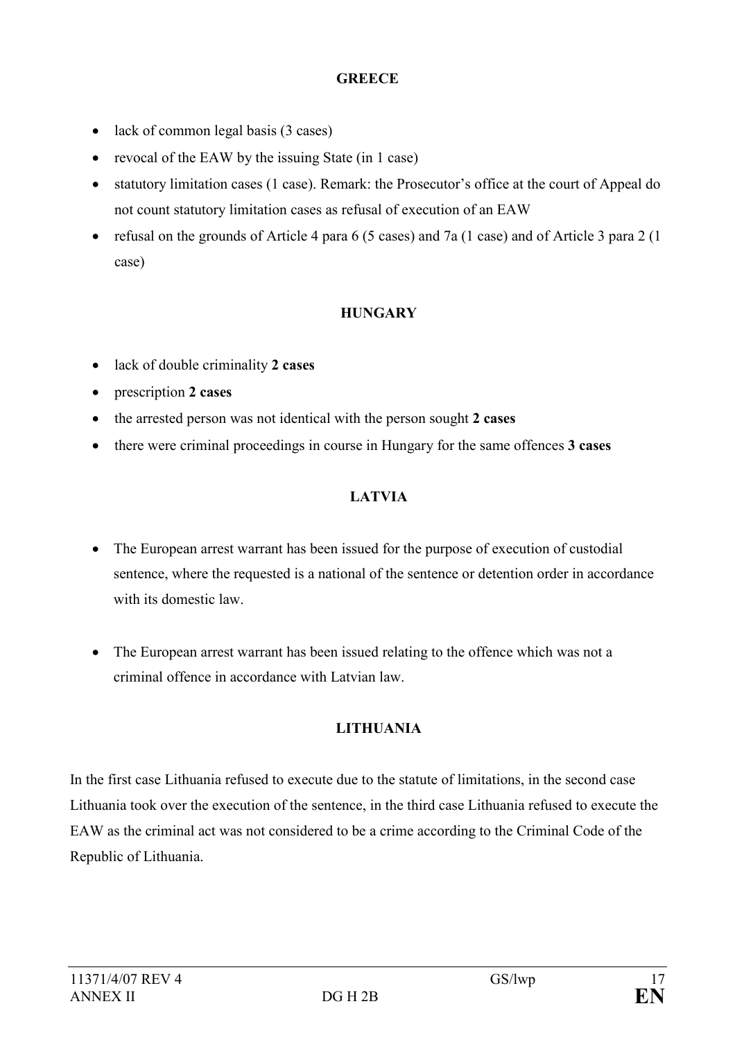**GREECE**

- lack of common legal basis (3 cases)
- revocal of the EAW by the issuing State (in 1 case)
- statutory limitation cases (1 case). Remark: the Prosecutor's office at the court of Appeal do not count statutory limitation cases as refusal of execution of an EAW
- refusal on the grounds of Article 4 para 6 (5 cases) and 7a (1 case) and of Article 3 para 2 (1 case)

**HUNGARY**

- lack of double criminality **2 cases**
- prescription **2 cases**
- the arrested person was not identical with the person sought **2 cases**
- there were criminal proceedings in course in Hungary for the same offences **3 cases**

**LATVIA**

- The European arrest warrant has been issued for the purpose of execution of custodial sentence, where the requested is a national of the sentence or detention order in accordance with its domestic law.

- The European arrest warrant has been issued relating to the offence which was not a criminal offence in accordance with Latvian law.

**LITHUANIA**

In the first case Lithuania refused to execute due to the statute of limitations, in the second case Lithuania took over the execution of the sentence, in the third case Lithuania refused to execute the EAW as the criminal act was not considered to be a crime according to the Criminal Code of the Republic of Lithuania.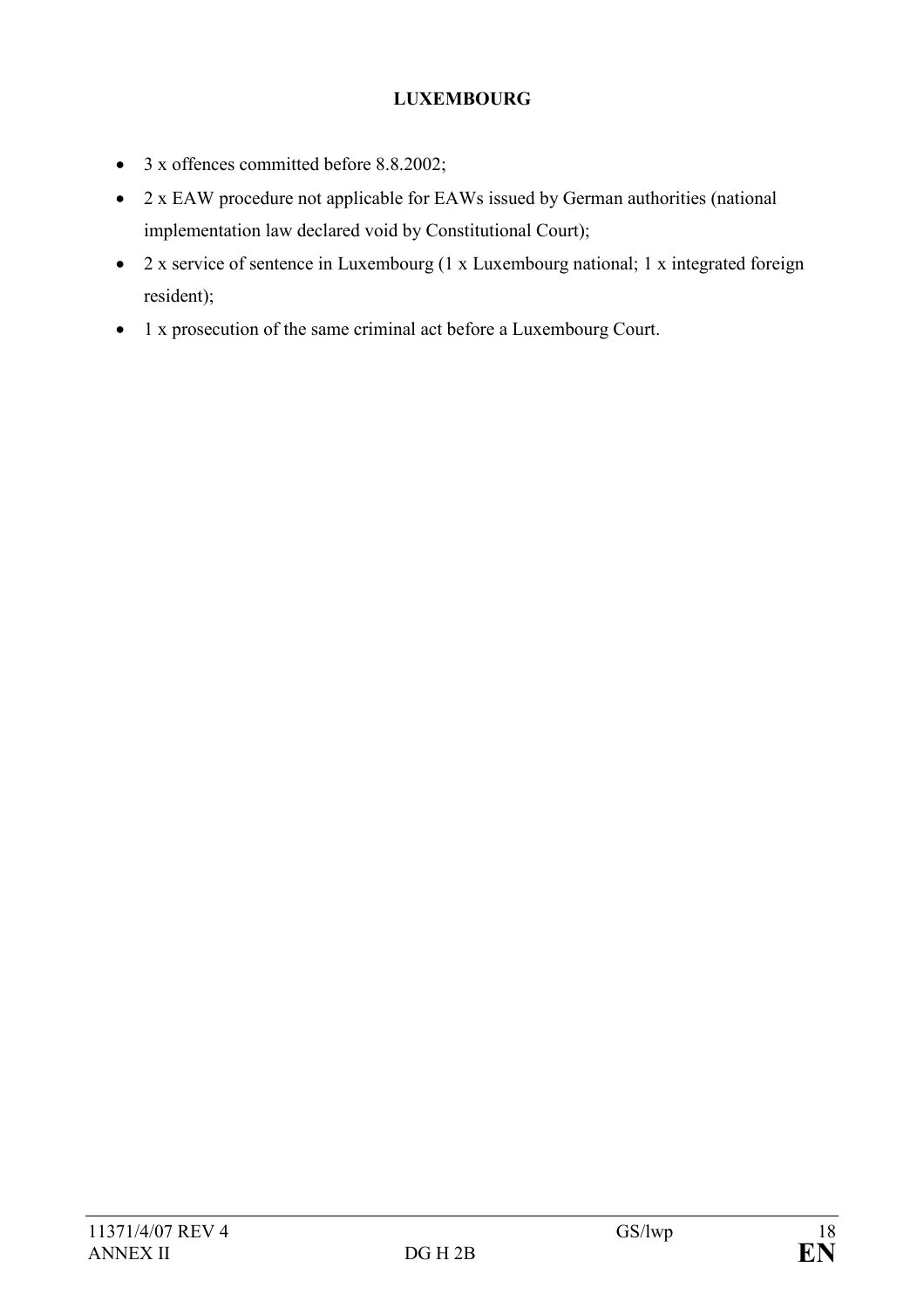**LUXEMBOURG**

- 3 x offences committed before 8.8.2002;
- 2 x EAW procedure not applicable for EAWs issued by German authorities (national implementation law declared void by Constitutional Court);
- 2 x service of sentence in Luxembourg (1 x Luxembourg national; 1 x integrated foreign resident);
- 1 x prosecution of the same criminal act before a Luxembourg Court.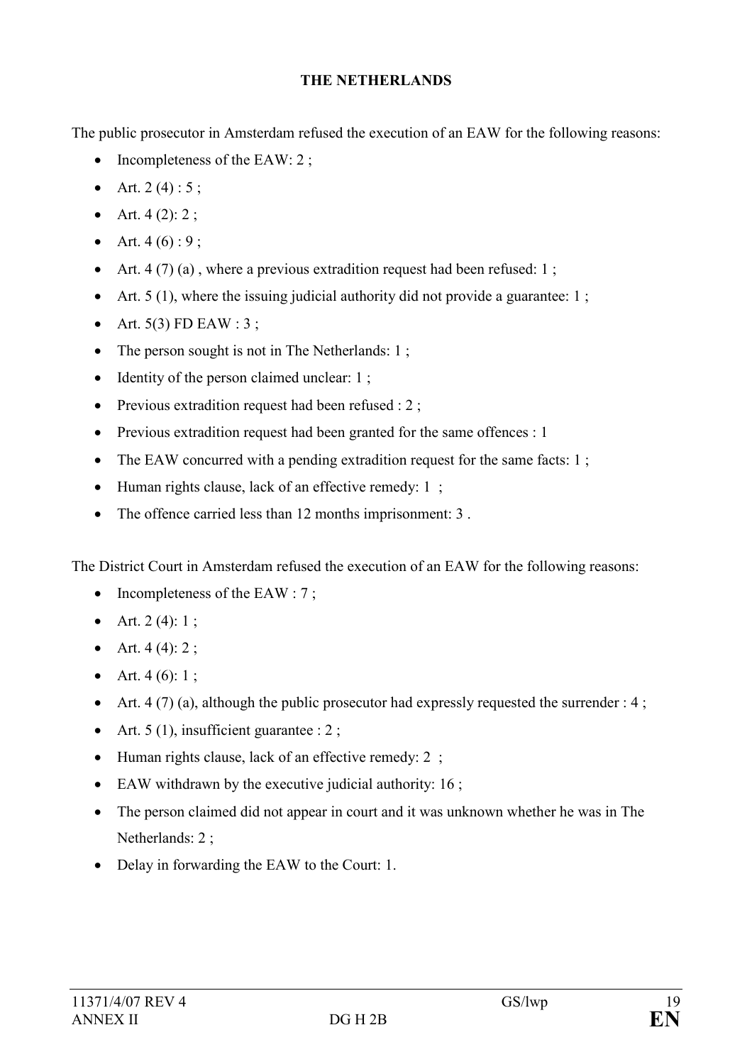**THE NETHERLANDS**

The public prosecutor in Amsterdam refused the execution of an EAW for the following reasons:

- Incompleteness of the EAW: 2 ;
- Art. 2 (4) : 5 ;
- Art. 4 (2): 2 ;
- Art. 4 (6) : 9 ;
- Art. 4 (7) (a) , where a previous extradition request had been refused: 1 ;
- Art. 5 (1), where the issuing judicial authority did not provide a guarantee: 1 ;
- Art. 5(3) FD EAW : 3 ;
- The person sought is not in The Netherlands: 1 ;
- Identity of the person claimed unclear: 1 ;
- Previous extradition request had been refused : 2 ;
- Previous extradition request had been granted for the same offences : 1
- The EAW concurred with a pending extradition request for the same facts: 1 ;
- Human rights clause, lack of an effective remedy: 1 ;
- The offence carried less than 12 months imprisonment: 3 .

The District Court in Amsterdam refused the execution of an EAW for the following reasons:

- Incompleteness of the EAW : 7 ;
- Art. 2 (4): 1 ;
- Art. 4 (4): 2 ;
- Art. 4 (6): 1 ;
- Art. 4 (7) (a), although the public prosecutor had expressly requested the surrender : 4 ;
- Art. 5 (1), insufficient guarantee : 2 ;
- Human rights clause, lack of an effective remedy: 2 ;
- EAW withdrawn by the executive judicial authority: 16 ;
- The person claimed did not appear in court and it was unknown whether he was in The Netherlands: 2 ;
- Delay in forwarding the EAW to the Court: 1.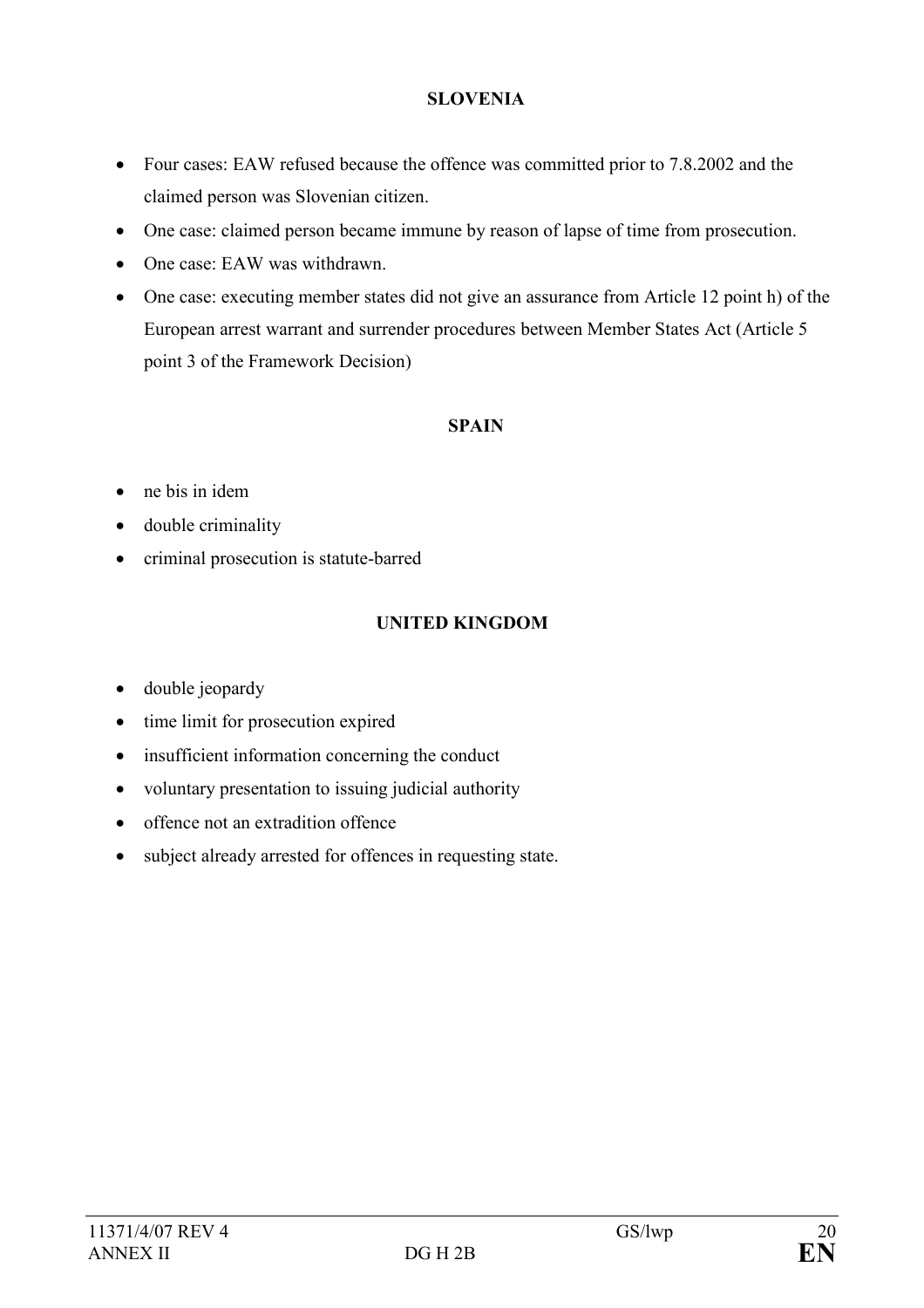**SLOVENIA**

- Four cases: EAW refused because the offence was committed prior to 7.8.2002 and the claimed person was Slovenian citizen.
- One case: claimed person became immune by reason of lapse of time from prosecution.
- One case: EAW was withdrawn.
- One case: executing member states did not give an assurance from Article 12 point h) of the European arrest warrant and surrender procedures between Member States Act (Article 5 point 3 of the Framework Decision)

**SPAIN**

- ne bis in idem
- double criminality
- criminal prosecution is statute-barred

**UNITED KINGDOM**

- double jeopardy
- time limit for prosecution expired
- insufficient information concerning the conduct
- voluntary presentation to issuing judicial authority
- offence not an extradition offence
- subject already arrested for offences in requesting state.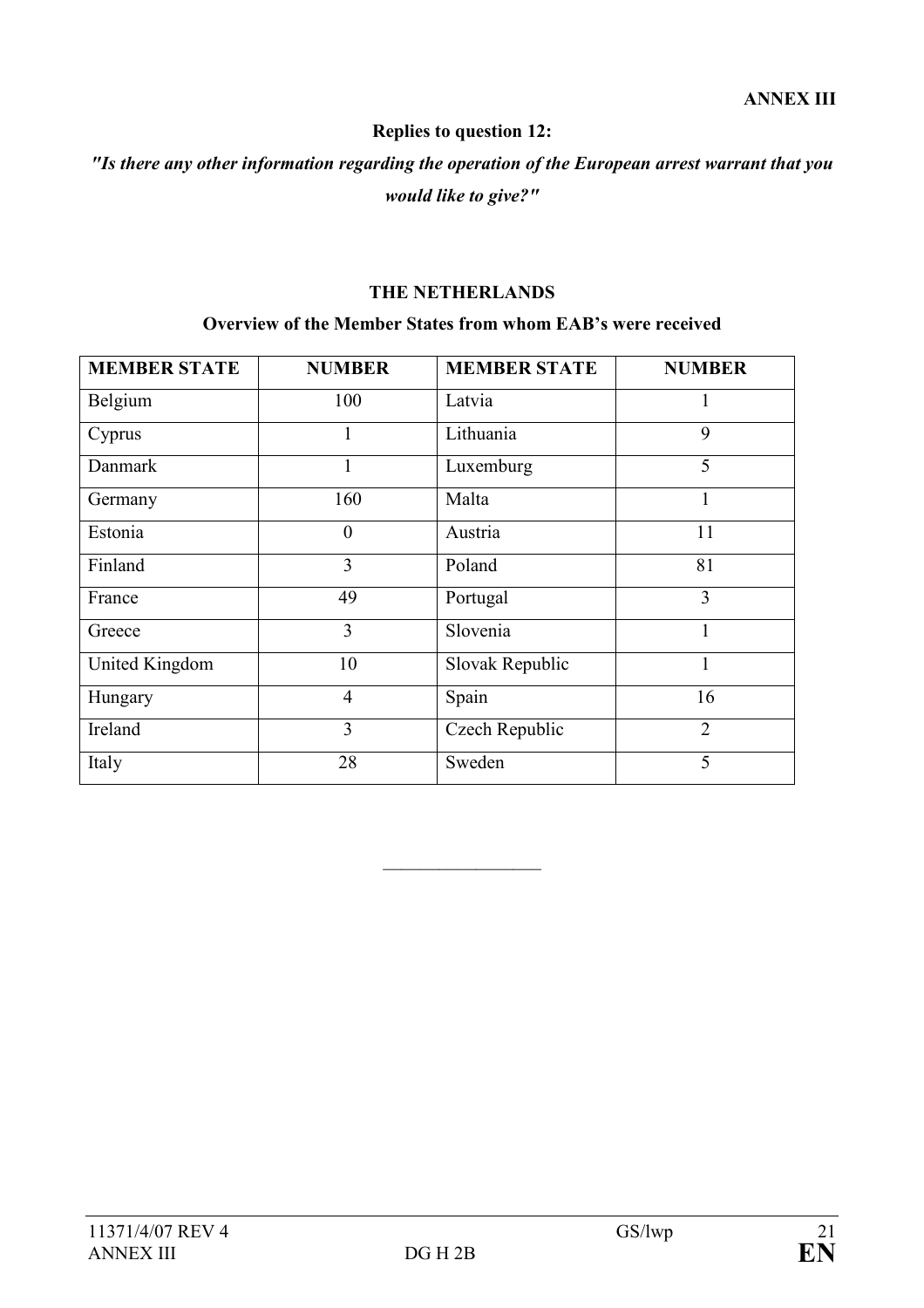**ANNEX III**

**Replies to question 12:**

***"Is there any other information regarding the operation of the European arrest warrant that you would like to give?"***

**THE NETHERLANDS**

**Overview of the Member States from whom EAB's were received**

| MEMBER STATE | NUMBER | MEMBER STATE | NUMBER |
|---|---|---|---|
| Belgium | 100 | Latvia | 1 |
| Cyprus | 1 | Lithuania | 9 |
| Danmark | 1 | Luxemburg | 5 |
| Germany | 160 | Malta | 1 |
| Estonia | 0 | Austria | 11 |
| Finland | 3 | Poland | 81 |
| France | 49 | Portugal | 3 |
| Greece | 3 | Slovenia | 1 |
| United Kingdom | 10 | Slovak Republic | 1 |
| Hungary | 4 | Spain | 16 |
| Ireland | 3 | Czech Republic | 2 |
| Italy | 28 | Sweden | 5 |

________________